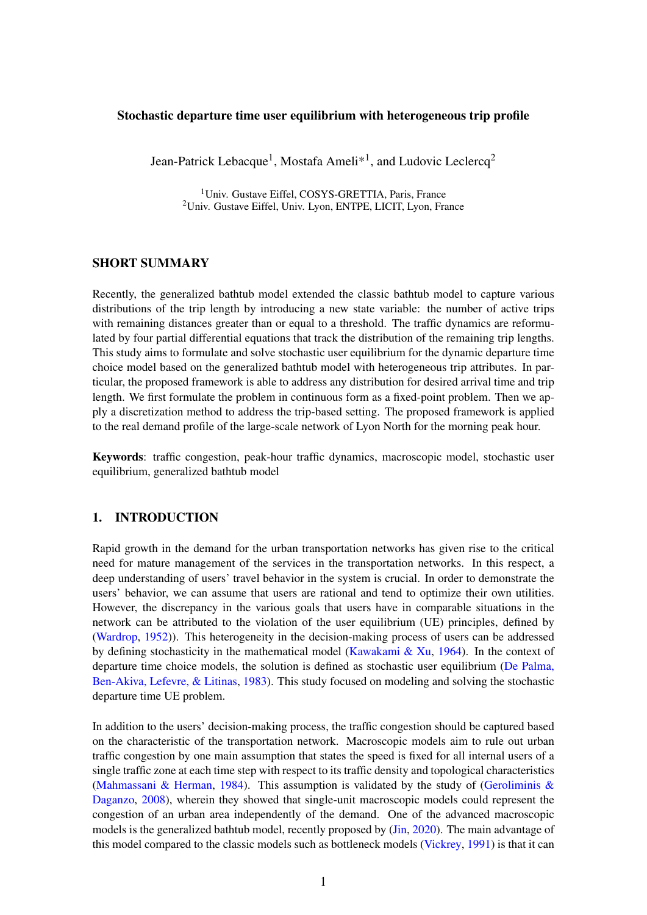# Stochastic departure time user equilibrium with heterogeneous trip profile

Jean-Patrick Lebacque[1], Mostafa Ameli*[1], and Ludovic Leclercq[2]

[1]Univ. Gustave Eiffel, COSYS-GRETTIA, Paris, France
[2]Univ. Gustave Eiffel, Univ. Lyon, ENTPE, LICIT, Lyon, France

## SHORT SUMMARY

Recently, the generalized bathtub model extended the classic bathtub model to capture various distributions of the trip length by introducing a new state variable: the number of active trips with remaining distances greater than or equal to a threshold. The traffic dynamics are reformulated by four partial differential equations that track the distribution of the remaining trip lengths. This study aims to formulate and solve stochastic user equilibrium for the dynamic departure time choice model based on the generalized bathtub model with heterogeneous trip attributes. In particular, the proposed framework is able to address any distribution for desired arrival time and trip length. We first formulate the problem in continuous form as a fixed-point problem. Then we apply a discretization method to address the trip-based setting. The proposed framework is applied to the real demand profile of the large-scale network of Lyon North for the morning peak hour.

**Keywords**: traffic congestion, peak-hour traffic dynamics, macroscopic model, stochastic user equilibrium, generalized bathtub model

## 1. INTRODUCTION

Rapid growth in the demand for the urban transportation networks has given rise to the critical need for mature management of the services in the transportation networks. In this respect, a deep understanding of users' travel behavior in the system is crucial. In order to demonstrate the users' behavior, we can assume that users are rational and tend to optimize their own utilities. However, the discrepancy in the various goals that users have in comparable situations in the network can be attributed to the violation of the user equilibrium (UE) principles, defined by (Wardrop, 1952)). This heterogeneity in the decision-making process of users can be addressed by defining stochasticity in the mathematical model (Kawakami & Xu, 1964). In the context of departure time choice models, the solution is defined as stochastic user equilibrium (De Palma, Ben-Akiva, Lefevre, & Litinas, 1983). This study focused on modeling and solving the stochastic departure time UE problem.

In addition to the users' decision-making process, the traffic congestion should be captured based on the characteristic of the transportation network. Macroscopic models aim to rule out urban traffic congestion by one main assumption that states the speed is fixed for all internal users of a single traffic zone at each time step with respect to its traffic density and topological characteristics (Mahmassani & Herman, 1984). This assumption is validated by the study of (Geroliminis & Daganzo, 2008), wherein they showed that single-unit macroscopic models could represent the congestion of an urban area independently of the demand. One of the advanced macroscopic models is the generalized bathtub model, recently proposed by (Jin, 2020). The main advantage of this model compared to the classic models such as bottleneck models (Vickrey, 1991) is that it can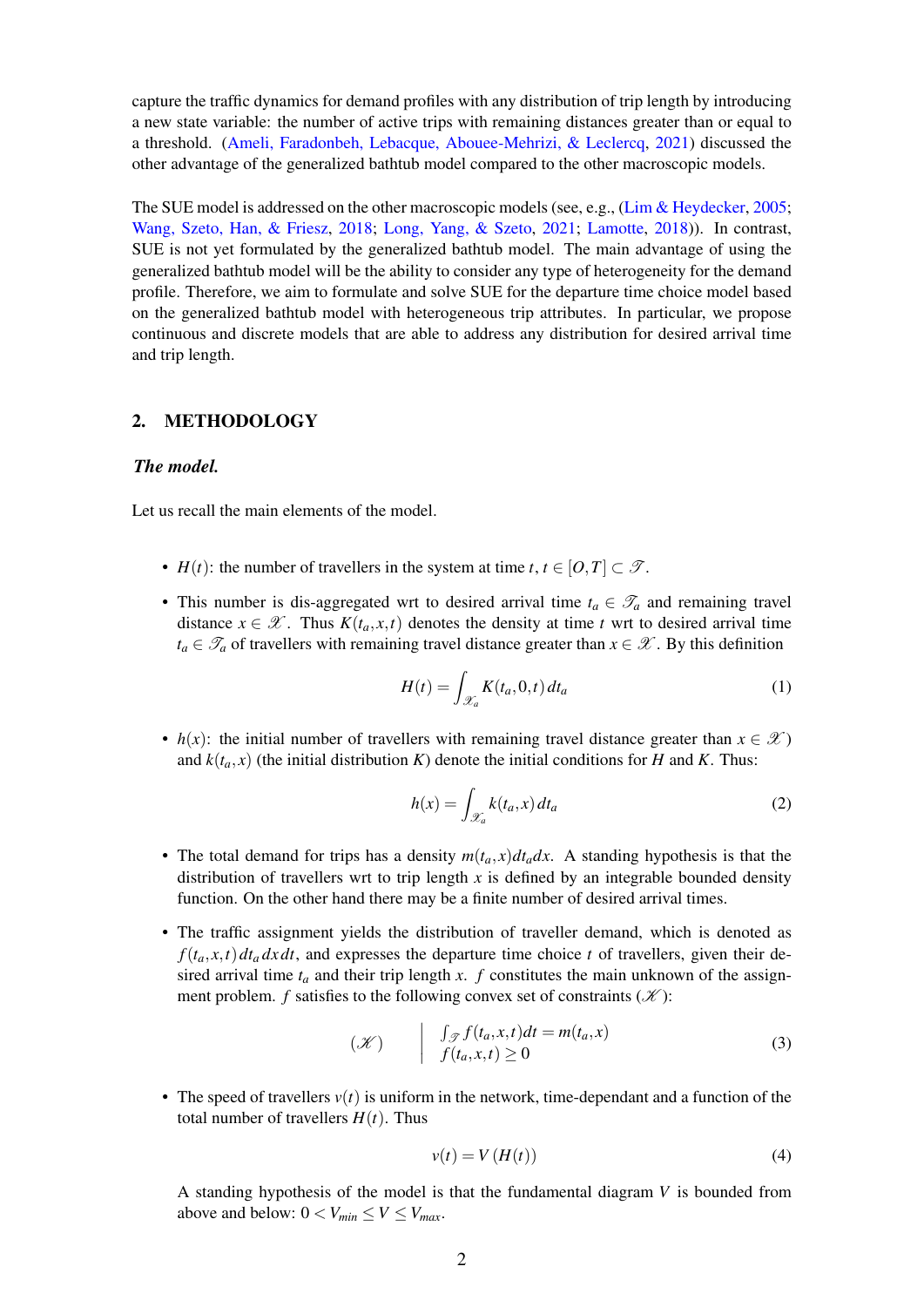capture the traffic dynamics for demand profiles with any distribution of trip length by introducing a new state variable: the number of active trips with remaining distances greater than or equal to a threshold. (Ameli, Faradonbeh, Lebacque, Abouee-Mehrizi, & Leclercq, 2021) discussed the other advantage of the generalized bathtub model compared to the other macroscopic models.

The SUE model is addressed on the other macroscopic models (see, e.g., (Lim & Heydecker, 2005; Wang, Szeto, Han, & Friesz, 2018; Long, Yang, & Szeto, 2021; Lamotte, 2018)). In contrast, SUE is not yet formulated by the generalized bathtub model. The main advantage of using the generalized bathtub model will be the ability to consider any type of heterogeneity for the demand profile. Therefore, we aim to formulate and solve SUE for the departure time choice model based on the generalized bathtub model with heterogeneous trip attributes. In particular, we propose continuous and discrete models that are able to address any distribution for desired arrival time and trip length.

## 2. METHODOLOGY

### *The model.*

Let us recall the main elements of the model.

- $H(t)$: the number of travellers in the system at time $t$, $t \in [O,T] \subset \mathscr{T}$.
- This number is dis-aggregated wrt to desired arrival time $t_a \in \mathscr{T}_a$ and remaining travel distance $x \in \mathscr{X}$. Thus $K(t_a,x,t)$ denotes the density at time $t$ wrt to desired arrival time $t_a \in \mathscr{T}_a$ of travellers with remaining travel distance greater than $x \in \mathscr{X}$. By this definition

$$H(t) = \int_{\mathscr{T}_a} K(t_a,0,t)\,dt_a \tag{1}$$

- $h(x)$: the initial number of travellers with remaining travel distance greater than $x \in \mathscr{X}$) and $k(t_a,x)$ (the initial distribution $K$) denote the initial conditions for $H$ and $K$. Thus:

$$h(x) = \int_{\mathscr{T}_a} k(t_a,x)\,dt_a \tag{2}$$

- The total demand for trips has a density $m(t_a,x)dt_a dx$. A standing hypothesis is that the distribution of travellers wrt to trip length $x$ is defined by an integrable bounded density function. On the other hand there may be a finite number of desired arrival times.
- The traffic assignment yields the distribution of traveller demand, which is denoted as $f(t_a,x,t)\,dt_a\,dx\,dt$, and expresses the departure time choice $t$ of travellers, given their desired arrival time $t_a$ and their trip length $x$. $f$ constitutes the main unknown of the assignment problem. $f$ satisfies to the following convex set of constraints ($\mathscr{K}$):

$$(\mathscr{K}) \quad \left| \begin{array}{l} \int_{\mathscr{T}} f(t_a,x,t)dt = m(t_a,x) \\ f(t_a,x,t) \geq 0 \end{array} \right. \tag{3}$$

- The speed of travellers $v(t)$ is uniform in the network, time-dependant and a function of the total number of travellers $H(t)$. Thus

$$v(t) = V\left(H(t)\right) \tag{4}$$

A standing hypothesis of the model is that the fundamental diagram $V$ is bounded from above and below: $0 < V_{min} \leq V \leq V_{max}$.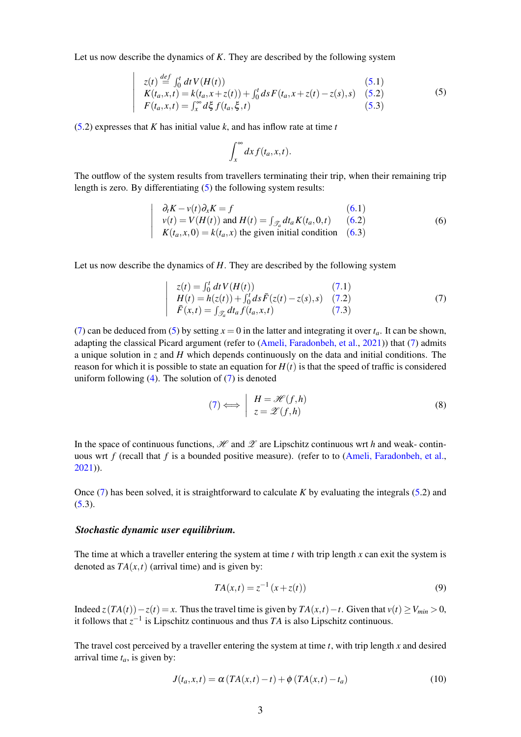Let us now describe the dynamics of $K$. They are described by the following system

$$
\left|
\begin{array}{ll}
z(t) \stackrel{def}{=} \int_0^t dt\, V(H(t)) & (5.1) \\
K(t_a,x,t) = k(t_a, x+z(t)) + \int_0^t ds\, F(t_a, x+z(t)-z(s), s) & (5.2) \\
F(t_a,x,t) = \int_x^\infty d\xi\, f(t_a,\xi,t) & (5.3)
\end{array}
\right.
\tag{5}
$$

(5.2) expresses that $K$ has initial value $k$, and has inflow rate at time $t$

$$
\int_x^\infty dx\, f(t_a,x,t).
$$

The outflow of the system results from travellers terminating their trip, when their remaining trip length is zero. By differentiating (5) the following system results:

$$
\left|
\begin{array}{ll}
\partial_t K - v(t)\partial_x K = f & (6.1) \\
v(t) = V(H(t)) \text{ and } H(t) = \int_{\mathscr{T}_a} dt_a\, K(t_a,0,t) & (6.2) \\
K(t_a,x,0) = k(t_a,x) \text{ the given initial condition} & (6.3)
\end{array}
\right.
\tag{6}
$$

Let us now describe the dynamics of $H$. They are described by the following system

$$
\left|
\begin{array}{ll}
z(t) = \int_0^t dt\, V(H(t)) & (7.1) \\
H(t) = h(z(t)) + \int_0^t ds\, \bar{F}(z(t)-z(s),s) & (7.2) \\
\bar{F}(x,t) = \int_{\mathscr{T}_a} dt_a\, f(t_a,x,t) & (7.3)
\end{array}
\right.
\tag{7}
$$

(7) can be deduced from (5) by setting $x = 0$ in the latter and integrating it over $t_a$. It can be shown, adapting the classical Picard argument (refer to (Ameli, Faradonbeh, et al., 2021)) that (7) admits a unique solution in $z$ and $H$ which depends continuously on the data and initial conditions. The reason for which it is possible to state an equation for $H(t)$ is that the speed of traffic is considered uniform following (4). The solution of (7) is denoted

$$
(7) \iff \left|
\begin{array}{l}
H = \mathscr{H}(f,h) \\
z = \mathscr{Z}(f,h)
\end{array}
\right.
\tag{8}
$$

In the space of continuous functions, $\mathscr{H}$ and $\mathscr{Z}$ are Lipschitz continuous wrt $h$ and weak- continuous wrt $f$ (recall that $f$ is a bounded positive measure). (refer to to (Ameli, Faradonbeh, et al., 2021)).

Once (7) has been solved, it is straightforward to calculate $K$ by evaluating the integrals (5.2) and (5.3).

#### *Stochastic dynamic user equilibrium.*

The time at which a traveller entering the system at time $t$ with trip length $x$ can exit the system is denoted as $TA(x,t)$ (arrival time) and is given by:

$$
TA(x,t) = z^{-1}(x + z(t))
\tag{9}
$$

Indeed $z(TA(t)) - z(t) = x$. Thus the travel time is given by $TA(x,t) - t$. Given that $v(t) \geq V_{min} > 0$, it follows that $z^{-1}$ is Lipschitz continuous and thus $TA$ is also Lipschitz continuous.

The travel cost perceived by a traveller entering the system at time $t$, with trip length $x$ and desired arrival time $t_a$, is given by:

$$
J(t_a,x,t) = \alpha\,(TA(x,t) - t) + \phi\,(TA(x,t) - t_a)
\tag{10}
$$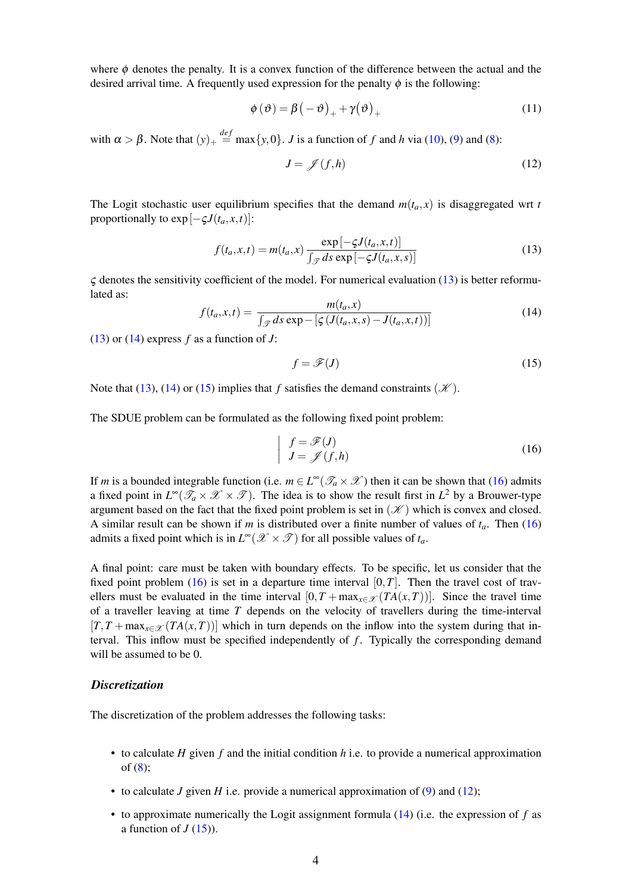where $\phi$ denotes the penalty. It is a convex function of the difference between the actual and the desired arrival time. A frequently used expression for the penalty $\phi$ is the following:

$$\phi(\vartheta) = \beta\left(-\vartheta\right)_+ + \gamma\left(\vartheta\right)_+ \tag{11}$$

with $\alpha > \beta$. Note that $(y)_+ \overset{def}{=} \max\{y, 0\}$. $J$ is a function of $f$ and $h$ via (10), (9) and (8):

$$J = \mathscr{J}(f, h) \tag{12}$$

The Logit stochastic user equilibrium specifies that the demand $m(t_a, x)$ is disaggregated wrt $t$ proportionally to $\exp\left[-\varsigma J(t_a, x, t)\right]$:

$$f(t_a, x, t) = m(t_a, x) \frac{\exp\left[-\varsigma J(t_a, x, t)\right]}{\int_{\mathscr{T}} ds \exp\left[-\varsigma J(t_a, x, s)\right]} \tag{13}$$

$\varsigma$ denotes the sensitivity coefficient of the model. For numerical evaluation (13) is better reformulated as:

$$f(t_a, x, t) = \frac{m(t_a, x)}{\int_{\mathscr{T}} ds \exp - \left[\varsigma \left(J(t_a, x, s) - J(t_a, x, t)\right)\right]} \tag{14}$$

(13) or (14) express $f$ as a function of $J$:

$$f = \mathscr{F}(J) \tag{15}$$

Note that (13), (14) or (15) implies that $f$ satisfies the demand constraints $(\mathscr{K})$.

The SDUE problem can be formulated as the following fixed point problem:

$$\left| \begin{array}{l} f = \mathscr{F}(J) \\ J = \mathscr{J}(f, h) \end{array} \right. \tag{16}$$

If $m$ is a bounded integrable function (i.e. $m \in L^\infty(\mathscr{T}_a \times \mathscr{X})$ then it can be shown that (16) admits a fixed point in $L^\infty(\mathscr{T}_a \times \mathscr{X} \times \mathscr{T})$. The idea is to show the result first in $L^2$ by a Brouwer-type argument based on the fact that the fixed point problem is set in $(\mathscr{K})$ which is convex and closed. A similar result can be shown if $m$ is distributed over a finite number of values of $t_a$. Then (16) admits a fixed point which is in $L^\infty(\mathscr{X} \times \mathscr{T})$ for all possible values of $t_a$.

A final point: care must be taken with boundary effects. To be specific, let us consider that the fixed point problem (16) is set in a departure time interval $[0, T]$. Then the travel cost of travellers must be evaluated in the time interval $[0, T + \max_{x \in \mathscr{X}}(TA(x, T))]$. Since the travel time of a traveller leaving at time $T$ depends on the velocity of travellers during the time-interval $[T, T + \max_{x \in \mathscr{X}}(TA(x, T))]$ which in turn depends on the inflow into the system during that interval. This inflow must be specified independently of $f$. Typically the corresponding demand will be assumed to be 0.

### *Discretization*

The discretization of the problem addresses the following tasks:

- to calculate $H$ given $f$ and the initial condition $h$ i.e. to provide a numerical approximation of (8);
- to calculate $J$ given $H$ i.e. provide a numerical approximation of (9) and (12);
- to approximate numerically the Logit assignment formula (14) (i.e. the expression of $f$ as a function of $J$ (15)).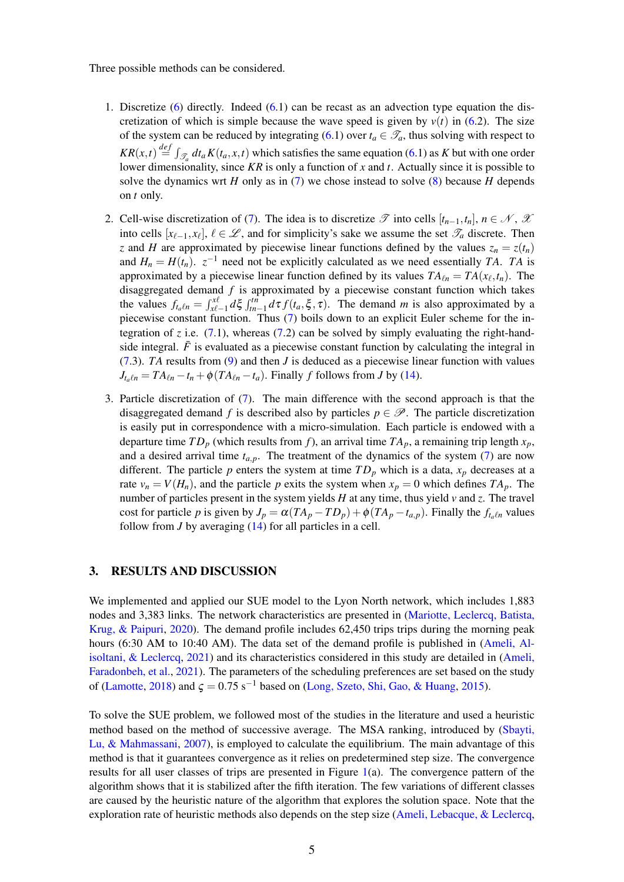Three possible methods can be considered.

1. Discretize (6) directly. Indeed (6.1) can be recast as an advection type equation the discretization of which is simple because the wave speed is given by $v(t)$ in (6.2). The size of the system can be reduced by integrating (6.1) over $t_a \in \mathscr{T}_a$, thus solving with respect to $KR(x,t) \overset{def}{=} \int_{\mathscr{T}_a} dt_a K(t_a,x,t)$ which satisfies the same equation (6.1) as $K$ but with one order lower dimensionality, since $KR$ is only a function of $x$ and $t$. Actually since it is possible to solve the dynamics wrt $H$ only as in (7) we chose instead to solve (8) because $H$ depends on $t$ only.

2. Cell-wise discretization of (7). The idea is to discretize $\mathscr{T}$ into cells $[t_{n-1}, t_n]$, $n \in \mathscr{N}$, $\mathscr{X}$ into cells $[x_{\ell-1}, x_\ell]$, $\ell \in \mathscr{L}$, and for simplicity's sake we assume the set $\mathscr{T}_a$ discrete. Then $z$ and $H$ are approximated by piecewise linear functions defined by the values $z_n = z(t_n)$ and $H_n = H(t_n)$. $z^{-1}$ need not be explicitly calculated as we need essentially $TA$. $TA$ is approximated by a piecewise linear function defined by its values $TA_{\ell n} = TA(x_\ell, t_n)$. The disaggregated demand $f$ is approximated by a piecewise constant function which takes the values $f_{t_a \ell n} = \int_{x\ell-1}^{x\ell} d\xi \int_{tn-1}^{tn} d\tau f(t_a, \xi, \tau)$. The demand $m$ is also approximated by a piecewise constant function. Thus (7) boils down to an explicit Euler scheme for the integration of $z$ i.e. (7.1), whereas (7.2) can be solved by simply evaluating the right-hand-side integral. $\bar{F}$ is evaluated as a piecewise constant function by calculating the integral in (7.3). $TA$ results from (9) and then $J$ is deduced as a piecewise linear function with values $J_{t_a \ell n} = TA_{\ell n} - t_n + \phi(TA_{\ell n} - t_a)$. Finally $f$ follows from $J$ by (14).

3. Particle discretization of (7). The main difference with the second approach is that the disaggregated demand $f$ is described also by particles $p \in \mathscr{P}$. The particle discretization is easily put in correspondence with a micro-simulation. Each particle is endowed with a departure time $TD_p$ (which results from $f$), an arrival time $TA_p$, a remaining trip length $x_p$, and a desired arrival time $t_{a,p}$. The treatment of the dynamics of the system (7) are now different. The particle $p$ enters the system at time $TD_p$ which is a data, $x_p$ decreases at a rate $v_n = V(H_n)$, and the particle $p$ exits the system when $x_p = 0$ which defines $TA_p$. The number of particles present in the system yields $H$ at any time, thus yield $v$ and $z$. The travel cost for particle $p$ is given by $J_p = \alpha(TA_p - TD_p) + \phi(TA_p - t_{a,p})$. Finally the $f_{t_a \ell n}$ values follow from $J$ by averaging (14) for all particles in a cell.

## 3. RESULTS AND DISCUSSION

We implemented and applied our SUE model to the Lyon North network, which includes 1,883 nodes and 3,383 links. The network characteristics are presented in (Mariotte, Leclercq, Batista, Krug, & Paipuri, 2020). The demand profile includes 62,450 trips trips during the morning peak hours (6:30 AM to 10:40 AM). The data set of the demand profile is published in (Ameli, Alisoltani, & Leclercq, 2021) and its characteristics considered in this study are detailed in (Ameli, Faradonbeh, et al., 2021). The parameters of the scheduling preferences are set based on the study of (Lamotte, 2018) and $\varsigma = 0.75$ s$^{-1}$ based on (Long, Szeto, Shi, Gao, & Huang, 2015).

To solve the SUE problem, we followed most of the studies in the literature and used a heuristic method based on the method of successive average. The MSA ranking, introduced by (Sbayti, Lu, & Mahmassani, 2007), is employed to calculate the equilibrium. The main advantage of this method is that it guarantees convergence as it relies on predetermined step size. The convergence results for all user classes of trips are presented in Figure 1(a). The convergence pattern of the algorithm shows that it is stabilized after the fifth iteration. The few variations of different classes are caused by the heuristic nature of the algorithm that explores the solution space. Note that the exploration rate of heuristic methods also depends on the step size (Ameli, Lebacque, & Leclercq,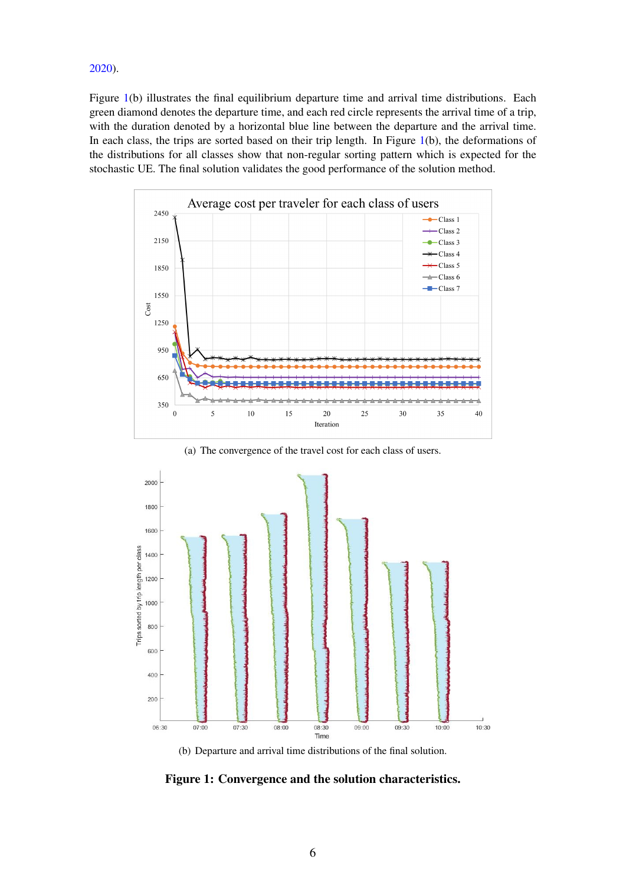2020).

Figure 1(b) illustrates the final equilibrium departure time and arrival time distributions. Each green diamond denotes the departure time, and each red circle represents the arrival time of a trip, with the duration denoted by a horizontal blue line between the departure and the arrival time. In each class, the trips are sorted based on their trip length. In Figure 1(b), the deformations of the distributions for all classes show that non-regular sorting pattern which is expected for the stochastic UE. The final solution validates the good performance of the solution method.

(a) The convergence of the travel cost for each class of users.

(b) Departure and arrival time distributions of the final solution.

**Figure 1: Convergence and the solution characteristics.**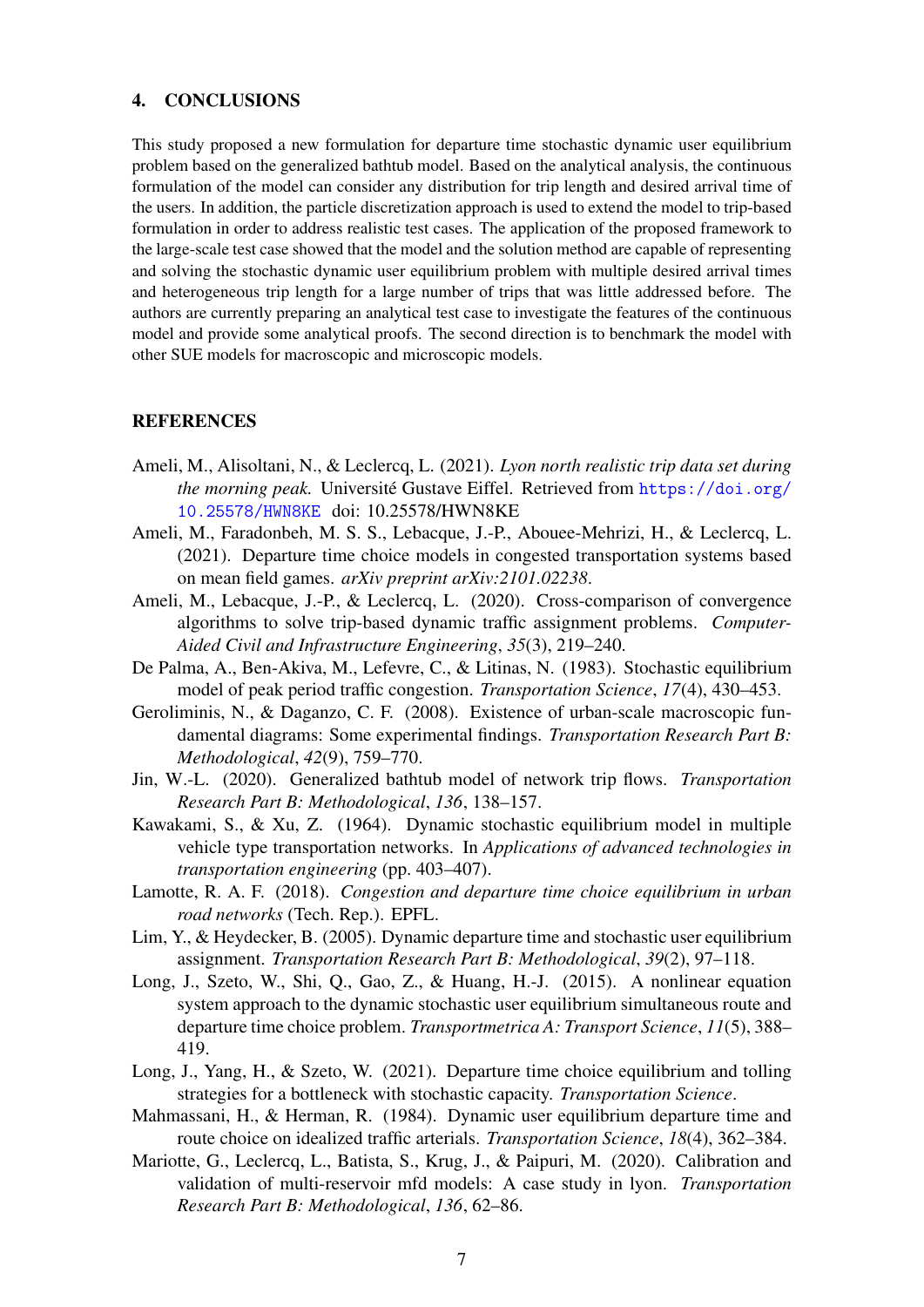## 4. CONCLUSIONS

This study proposed a new formulation for departure time stochastic dynamic user equilibrium problem based on the generalized bathtub model. Based on the analytical analysis, the continuous formulation of the model can consider any distribution for trip length and desired arrival time of the users. In addition, the particle discretization approach is used to extend the model to trip-based formulation in order to address realistic test cases. The application of the proposed framework to the large-scale test case showed that the model and the solution method are capable of representing and solving the stochastic dynamic user equilibrium problem with multiple desired arrival times and heterogeneous trip length for a large number of trips that was little addressed before. The authors are currently preparing an analytical test case to investigate the features of the continuous model and provide some analytical proofs. The second direction is to benchmark the model with other SUE models for macroscopic and microscopic models.

## REFERENCES

Ameli, M., Alisoltani, N., & Leclercq, L. (2021). *Lyon north realistic trip data set during the morning peak.* Université Gustave Eiffel. Retrieved from https://doi.org/10.25578/HWN8KE doi: 10.25578/HWN8KE

Ameli, M., Faradonbeh, M. S. S., Lebacque, J.-P., Abouee-Mehrizi, H., & Leclercq, L. (2021). Departure time choice models in congested transportation systems based on mean field games. *arXiv preprint arXiv:2101.02238*.

Ameli, M., Lebacque, J.-P., & Leclercq, L. (2020). Cross-comparison of convergence algorithms to solve trip-based dynamic traffic assignment problems. *Computer-Aided Civil and Infrastructure Engineering*, *35*(3), 219–240.

De Palma, A., Ben-Akiva, M., Lefevre, C., & Litinas, N. (1983). Stochastic equilibrium model of peak period traffic congestion. *Transportation Science*, *17*(4), 430–453.

Geroliminis, N., & Daganzo, C. F. (2008). Existence of urban-scale macroscopic fundamental diagrams: Some experimental findings. *Transportation Research Part B: Methodological*, *42*(9), 759–770.

Jin, W.-L. (2020). Generalized bathtub model of network trip flows. *Transportation Research Part B: Methodological*, *136*, 138–157.

Kawakami, S., & Xu, Z. (1964). Dynamic stochastic equilibrium model in multiple vehicle type transportation networks. In *Applications of advanced technologies in transportation engineering* (pp. 403–407).

Lamotte, R. A. F. (2018). *Congestion and departure time choice equilibrium in urban road networks* (Tech. Rep.). EPFL.

Lim, Y., & Heydecker, B. (2005). Dynamic departure time and stochastic user equilibrium assignment. *Transportation Research Part B: Methodological*, *39*(2), 97–118.

Long, J., Szeto, W., Shi, Q., Gao, Z., & Huang, H.-J. (2015). A nonlinear equation system approach to the dynamic stochastic user equilibrium simultaneous route and departure time choice problem. *Transportmetrica A: Transport Science*, *11*(5), 388–419.

Long, J., Yang, H., & Szeto, W. (2021). Departure time choice equilibrium and tolling strategies for a bottleneck with stochastic capacity. *Transportation Science*.

Mahmassani, H., & Herman, R. (1984). Dynamic user equilibrium departure time and route choice on idealized traffic arterials. *Transportation Science*, *18*(4), 362–384.

Mariotte, G., Leclercq, L., Batista, S., Krug, J., & Paipuri, M. (2020). Calibration and validation of multi-reservoir mfd models: A case study in lyon. *Transportation Research Part B: Methodological*, *136*, 62–86.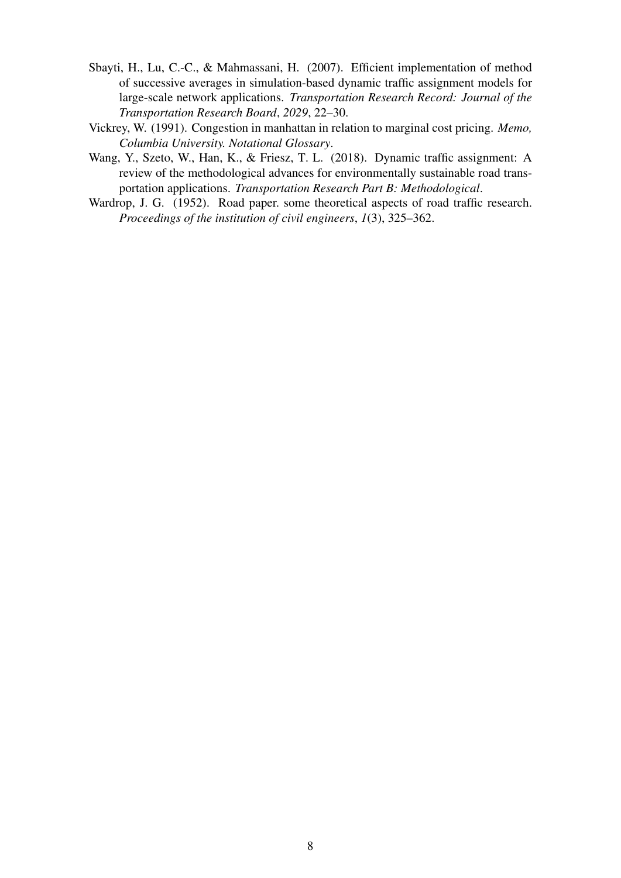Sbayti, H., Lu, C.-C., & Mahmassani, H. (2007). Efficient implementation of method of successive averages in simulation-based dynamic traffic assignment models for large-scale network applications. *Transportation Research Record: Journal of the Transportation Research Board*, *2029*, 22–30.

Vickrey, W. (1991). Congestion in manhattan in relation to marginal cost pricing. *Memo, Columbia University. Notational Glossary*.

Wang, Y., Szeto, W., Han, K., & Friesz, T. L. (2018). Dynamic traffic assignment: A review of the methodological advances for environmentally sustainable road transportation applications. *Transportation Research Part B: Methodological*.

Wardrop, J. G. (1952). Road paper. some theoretical aspects of road traffic research. *Proceedings of the institution of civil engineers*, *1*(3), 325–362.